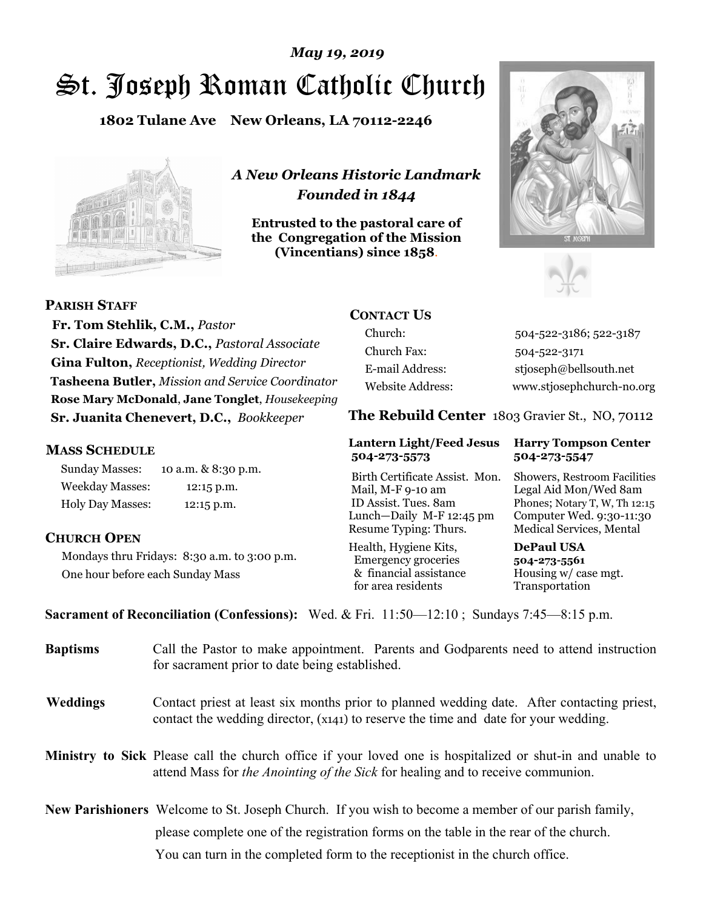*May 19, 2019*

# St. Joseph Roman Catholic Church

**1802 Tulane Ave New Orleans, LA 70112-2246**

*A New Orleans Historic Landmark*
*Founded in 1844*

**Entrusted to the pastoral care of the Congregation of the Mission (Vincentians) since 1858.**

## PARISH STAFF

**Fr. Tom Stehlik, C.M.,** *Pastor*
**Sr. Claire Edwards, D.C.,** *Pastoral Associate*
**Gina Fulton,** *Receptionist, Wedding Director*
**Tasheena Butler,** *Mission and Service Coordinator*
**Rose Mary McDonald**, **Jane Tonglet**, *Housekeeping*
**Sr. Juanita Chenevert, D.C.,** *Bookkeeper*

## MASS SCHEDULE

Sunday Masses: 10 a.m. & 8:30 p.m.
Weekday Masses: 12:15 p.m.
Holy Day Masses: 12:15 p.m.

## CHURCH OPEN

Mondays thru Fridays: 8:30 a.m. to 3:00 p.m.
One hour before each Sunday Mass

## CONTACT US

| | |
|---|---|
| Church: | 504-522-3186; 522-3187 |
| Church Fax: | 504-522-3171 |
| E-mail Address: | stjoseph@bellsouth.net |
| Website Address: | www.stjosephchurch-no.org |

## The Rebuild Center 1803 Gravier St., NO, 70112

**Lantern Light/Feed Jesus 504-273-5573**

Birth Certificate Assist. Mon.
Mail, M-F 9-10 am
ID Assist. Tues. 8am
Lunch—Daily M-F 12:45 pm
Resume Typing: Thurs.

Health, Hygiene Kits, Emergency groceries & financial assistance for area residents

**Harry Tompson Center 504-273-5547**

Showers, Restroom Facilities
Legal Aid Mon/Wed 8am
Phones; Notary T, W, Th 12:15
Computer Wed. 9:30-11:30
Medical Services, Mental

**DePaul USA 504-273-5561**

Housing w/ case mgt.
Transportation

**Sacrament of Reconciliation (Confessions):** Wed. & Fri. 11:50—12:10 ; Sundays 7:45—8:15 p.m.

**Baptisms** Call the Pastor to make appointment. Parents and Godparents need to attend instruction for sacrament prior to date being established.

**Weddings** Contact priest at least six months prior to planned wedding date. After contacting priest, contact the wedding director, (x141) to reserve the time and date for your wedding.

**Ministry to Sick** Please call the church office if your loved one is hospitalized or shut-in and unable to attend Mass for *the Anointing of the Sick* for healing and to receive communion.

**New Parishioners** Welcome to St. Joseph Church. If you wish to become a member of our parish family, please complete one of the registration forms on the table in the rear of the church. You can turn in the completed form to the receptionist in the church office.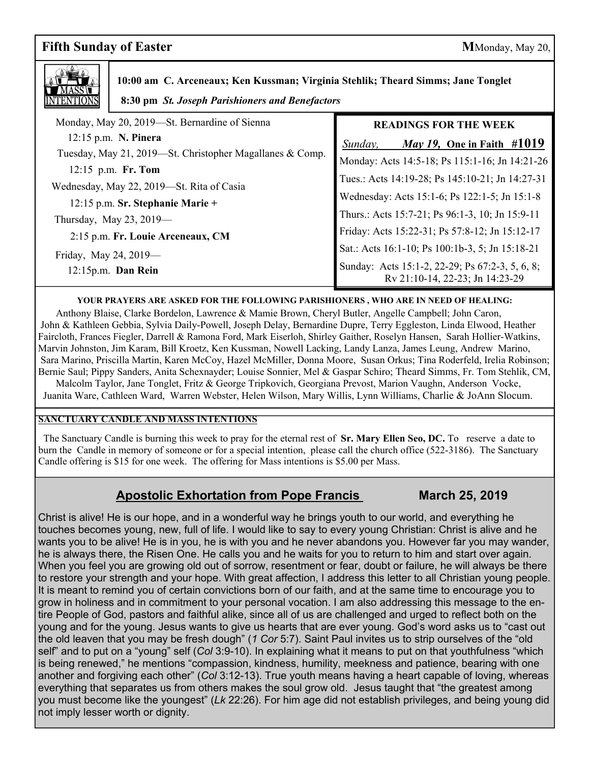## Fifth Sunday of Easter

**M**Monday, May 20,

MASS INTENTIONS

**10:00 am C. Arceneaux; Ken Kussman; Virginia Stehlik; Theard Simms; Jane Tonglet**

**8:30 pm** ***St. Joseph Parishioners and Benefactors***

Monday, May 20, 2019—St. Bernardine of Sienna
12:15 p.m. **N. Pinera**

Tuesday, May 21, 2019—St. Christopher Magallanes & Comp.
12:15 p.m. **Fr. Tom**

Wednesday, May 22, 2019—St. Rita of Casia
12:15 p.m. **Sr. Stephanie Marie +**

Thursday, May 23, 2019—
2:15 p.m. **Fr. Louie Arceneaux, CM**

Friday, May 24, 2019—
12:15p.m. **Dan Rein**

### READINGS FOR THE WEEK

*Sunday,* ***May 19,*** **One in Faith #1019**

Monday: Acts 14:5-18; Ps 115:1-16; Jn 14:21-26

Tues.: Acts 14:19-28; Ps 145:10-21; Jn 14:27-31

Wednesday: Acts 15:1-6; Ps 122:1-5; Jn 15:1-8

Thurs.: Acts 15:7-21; Ps 96:1-3, 10; Jn 15:9-11

Friday: Acts 15:22-31; Ps 57:8-12; Jn 15:12-17

Sat.: Acts 16:1-10; Ps 100:1b-3, 5; Jn 15:18-21

Sunday: Acts 15:1-2, 22-29; Ps 67:2-3, 5, 6, 8; Rv 21:10-14, 22-23; Jn 14:23-29

**YOUR PRAYERS ARE ASKED FOR THE FOLLOWING PARISHIONERS , WHO ARE IN NEED OF HEALING:**

Anthony Blaise, Clarke Bordelon, Lawrence & Mamie Brown, Cheryl Butler, Angelle Campbell; John Caron, John & Kathleen Gebbia, Sylvia Daily-Powell, Joseph Delay, Bernardine Dupre, Terry Eggleston, Linda Elwood, Heather Faircloth, Frances Fiegler, Darrell & Ramona Ford, Mark Eiserloh, Shirley Gaither, Roselyn Hansen, Sarah Hollier-Watkins, Marvin Johnston, Jim Karam, Bill Kroetz, Ken Kussman, Nowell Lacking, Landy Lanza, James Leung, Andrew Marino, Sara Marino, Priscilla Martin, Karen McCoy, Hazel McMiller, Donna Moore, Susan Orkus; Tina Roderfeld, Irelia Robinson; Bernie Saul; Pippy Sanders, Anita Schexnayder; Louise Sonnier, Mel & Gaspar Schiro; Theard Simms, Fr. Tom Stehlik, CM, Malcolm Taylor, Jane Tonglet, Fritz & George Tripkovich, Georgiana Prevost, Marion Vaughn, Anderson Vocke, Juanita Ware, Cathleen Ward, Warren Webster, Helen Wilson, Mary Willis, Lynn Williams, Charlie & JoAnn Slocum.

**SANCTUARY CANDLE AND MASS INTENTIONS**

The Sanctuary Candle is burning this week to pray for the eternal rest of **Sr. Mary Ellen Seo, DC.** To reserve a date to burn the Candle in memory of someone or for a special intention, please call the church office (522-3186). The Sanctuary Candle offering is $15 for one week. The offering for Mass intentions is $5.00 per Mass.

## Apostolic Exhortation from Pope Francis — March 25, 2019

Christ is alive! He is our hope, and in a wonderful way he brings youth to our world, and everything he touches becomes young, new, full of life. I would like to say to every young Christian: Christ is alive and he wants you to be alive! He is in you, he is with you and he never abandons you. However far you may wander, he is always there, the Risen One. He calls you and he waits for you to return to him and start over again. When you feel you are growing old out of sorrow, resentment or fear, doubt or failure, he will always be there to restore your strength and your hope. With great affection, I address this letter to all Christian young people. It is meant to remind you of certain convictions born of our faith, and at the same time to encourage you to grow in holiness and in commitment to your personal vocation. I am also addressing this message to the entire People of God, pastors and faithful alike, since all of us are challenged and urged to reflect both on the young and for the young. Jesus wants to give us hearts that are ever young. God's word asks us to "cast out the old leaven that you may be fresh dough" (*1 Cor* 5:7). Saint Paul invites us to strip ourselves of the "old self" and to put on a "young" self (*Col* 3:9-10). In explaining what it means to put on that youthfulness "which is being renewed," he mentions "compassion, kindness, humility, meekness and patience, bearing with one another and forgiving each other" (*Col* 3:12-13). True youth means having a heart capable of loving, whereas everything that separates us from others makes the soul grow old. Jesus taught that "the greatest among you must become like the youngest" (*Lk* 22:26). For him age did not establish privileges, and being young did not imply lesser worth or dignity.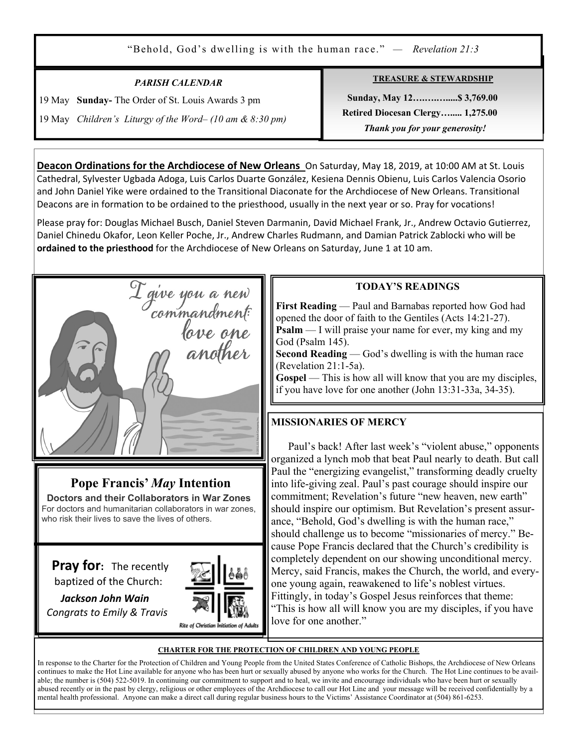"Behold, God's dwelling is with the human race." — *Revelation 21:3*

***PARISH CALENDAR***

19 May **Sunday-** The Order of St. Louis Awards 3 pm

19 May *Children's Liturgy of the Word– (10 am & 8:30 pm)*

**TREASURE & STEWARDSHIP**

**Sunday, May 12…….….....$ 3,769.00**

**Retired Diocesan Clergy….... 1,275.00**

***Thank you for your generosity!***

**Deacon Ordinations for the Archdiocese of New Orleans** On Saturday, May 18, 2019, at 10:00 AM at St. Louis Cathedral, Sylvester Ugbada Adoga, Luis Carlos Duarte González, Kesiena Dennis Obienu, Luis Carlos Valencia Osorio and John Daniel Yike were ordained to the Transitional Diaconate for the Archdiocese of New Orleans. Transitional Deacons are in formation to be ordained to the priesthood, usually in the next year or so. Pray for vocations!

Please pray for: Douglas Michael Busch, Daniel Steven Darmanin, David Michael Frank, Jr., Andrew Octavio Gutierrez, Daniel Chinedu Okafor, Leon Keller Poche, Jr., Andrew Charles Rudmann, and Damian Patrick Zablocki who will be **ordained to the priesthood** for the Archdiocese of New Orleans on Saturday, June 1 at 10 am.

I give you a new commandment: love one another

## Pope Francis' *May* Intention

**Doctors and their Collaborators in War Zones**

For doctors and humanitarian collaborators in war zones, who risk their lives to save the lives of others.

**Pray for:** The recently baptized of the Church:

***Jackson John Wain***

*Congrats to Emily & Travis*

Rite of Christian Initiation of Adults

**TODAY'S READINGS**

**First Reading** — Paul and Barnabas reported how God had opened the door of faith to the Gentiles (Acts 14:21-27).
**Psalm** — I will praise your name for ever, my king and my God (Psalm 145).
**Second Reading** — God's dwelling is with the human race (Revelation 21:1-5a).
**Gospel** — This is how all will know that you are my disciples, if you have love for one another (John 13:31-33a, 34-35).

**MISSIONARIES OF MERCY**

Paul's back! After last week's "violent abuse," opponents organized a lynch mob that beat Paul nearly to death. But call Paul the "energizing evangelist," transforming deadly cruelty into life-giving zeal. Paul's past courage should inspire our commitment; Revelation's future "new heaven, new earth" should inspire our optimism. But Revelation's present assurance, "Behold, God's dwelling is with the human race," should challenge us to become "missionaries of mercy." Because Pope Francis declared that the Church's credibility is completely dependent on our showing unconditional mercy. Mercy, said Francis, makes the Church, the world, and everyone young again, reawakened to life's noblest virtues. Fittingly, in today's Gospel Jesus reinforces that theme: "This is how all will know you are my disciples, if you have love for one another."

**CHARTER FOR THE PROTECTION OF CHILDREN AND YOUNG PEOPLE**

In response to the Charter for the Protection of Children and Young People from the United States Conference of Catholic Bishops, the Archdiocese of New Orleans continues to make the Hot Line available for anyone who has been hurt or sexually abused by anyone who works for the Church. The Hot Line continues to be available; the number is (504) 522-5019. In continuing our commitment to support and to heal, we invite and encourage individuals who have been hurt or sexually abused recently or in the past by clergy, religious or other employees of the Archdiocese to call our Hot Line and your message will be received confidentially by a mental health professional. Anyone can make a direct call during regular business hours to the Victims' Assistance Coordinator at (504) 861-6253.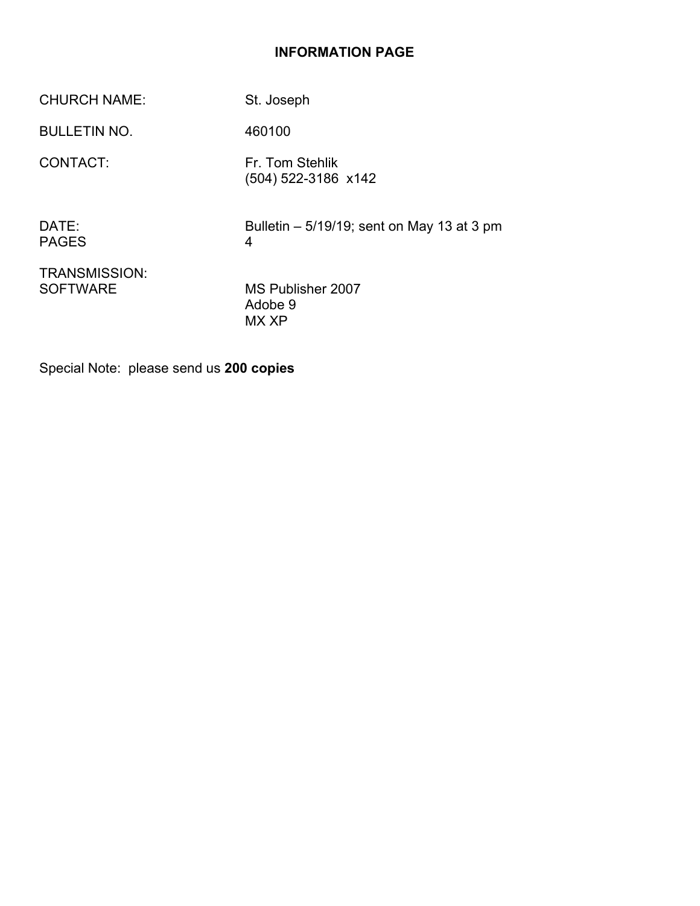# INFORMATION PAGE

| | |
|---|---|
| CHURCH NAME: | St. Joseph |
| BULLETIN NO. | 460100 |
| CONTACT: | Fr. Tom Stehlik<br>(504) 522-3186 x142 |
| DATE:<br>PAGES | Bulletin – 5/19/19; sent on May 13 at 3 pm<br>4 |
| TRANSMISSION:<br>SOFTWARE | MS Publisher 2007<br>Adobe 9<br>MX XP |

Special Note: please send us **200 copies**